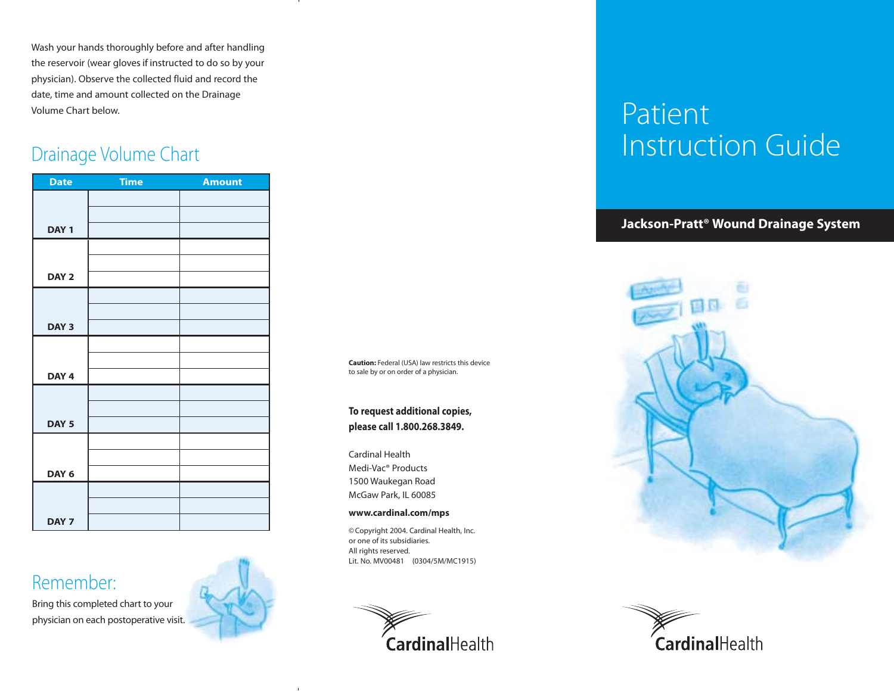Wash your hands thoroughly before and after handling the reservoir (wear gloves if instructed to do so by your physician). Observe the collected fluid and record the date, time and amount collected on the Drainage Volume Chart below.

## Drainage Volume Chart

| Date | Time | Amount |
|---|---|---|
| DAY 1 | | |
| | | |
| | | |
| DAY 2 | | |
| | | |
| | | |
| DAY 3 | | |
| | | |
| | | |
| DAY 4 | | |
| | | |
| | | |
| DAY 5 | | |
| | | |
| | | |
| DAY 6 | | |
| | | |
| | | |
| DAY 7 | | |
| | | |
| | | |

## Remember:

Bring this completed chart to your physician on each postoperative visit.

**Caution:** Federal (USA) law restricts this device to sale by or on order of a physician.

**To request additional copies, please call 1.800.268.3849.**

Cardinal Health
Medi-Vac® Products
1500 Waukegan Road
McGaw Park, IL 60085

**www.cardinal.com/mps**

© Copyright 2004. Cardinal Health, Inc. or one of its subsidiaries.
All rights reserved.
Lit. No. MV00481 (0304/5M/MC1915)

CardinalHealth

# Patient Instruction Guide

**Jackson-Pratt® Wound Drainage System**

CardinalHealth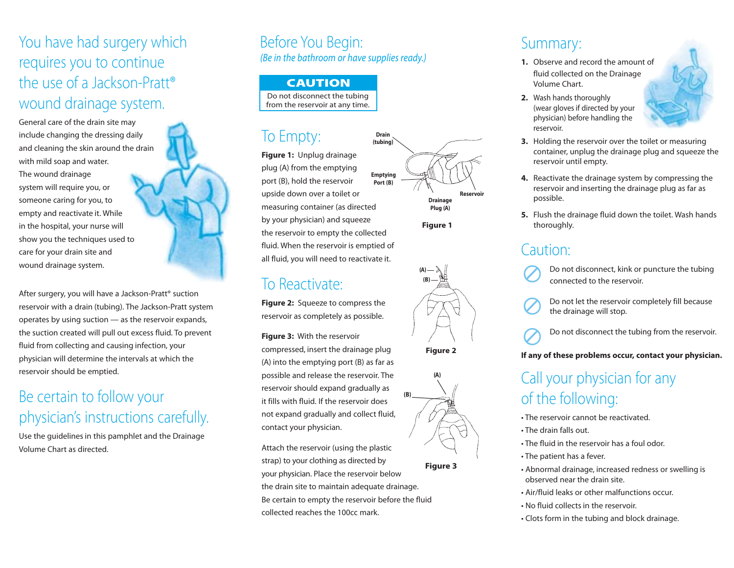# You have had surgery which requires you to continue the use of a Jackson-Pratt® wound drainage system.

General care of the drain site may include changing the dressing daily and cleaning the skin around the drain with mild soap and water. The wound drainage system will require you, or someone caring for you, to empty and reactivate it. While in the hospital, your nurse will show you the techniques used to care for your drain site and wound drainage system.

After surgery, you will have a Jackson-Pratt® suction reservoir with a drain (tubing). The Jackson-Pratt system operates by using suction — as the reservoir expands, the suction created will pull out excess fluid. To prevent fluid from collecting and causing infection, your physician will determine the intervals at which the reservoir should be emptied.

## Be certain to follow your physician's instructions carefully.

Use the guidelines in this pamphlet and the Drainage Volume Chart as directed.

## Before You Begin:

*(Be in the bathroom or have supplies ready.)*

**CAUTION**

Do not disconnect the tubing from the reservoir at any time.

## To Empty:

**Figure 1:** Unplug drainage plug (A) from the emptying port (B), hold the reservoir upside down over a toilet or measuring container (as directed by your physician) and squeeze the reservoir to empty the collected fluid. When the reservoir is emptied of all fluid, you will need to reactivate it.

Drain (tubing)
Emptying Port (B)
Drainage Plug (A)
Reservoir

**Figure 1**

## To Reactivate:

**Figure 2:** Squeeze to compress the reservoir as completely as possible.

(A)
(B)

**Figure 2**

**Figure 3:** With the reservoir compressed, insert the drainage plug (A) into the emptying port (B) as far as possible and release the reservoir. The reservoir should expand gradually as it fills with fluid. If the reservoir does not expand gradually and collect fluid, contact your physician.

(A)
(B)

**Figure 3**

Attach the reservoir (using the plastic strap) to your clothing as directed by your physician. Place the reservoir below the drain site to maintain adequate drainage. Be certain to empty the reservoir before the fluid collected reaches the 100cc mark.

## Summary:

1. Observe and record the amount of fluid collected on the Drainage Volume Chart.
2. Wash hands thoroughly (wear gloves if directed by your physician) before handling the reservoir.
3. Holding the reservoir over the toilet or measuring container, unplug the drainage plug and squeeze the reservoir until empty.
4. Reactivate the drainage system by compressing the reservoir and inserting the drainage plug as far as possible.
5. Flush the drainage fluid down the toilet. Wash hands thoroughly.

## Caution:

- Do not disconnect, kink or puncture the tubing connected to the reservoir.
- Do not let the reservoir completely fill because the drainage will stop.
- Do not disconnect the tubing from the reservoir.

**If any of these problems occur, contact your physician.**

## Call your physician for any of the following:

- The reservoir cannot be reactivated.
- The drain falls out.
- The fluid in the reservoir has a foul odor.
- The patient has a fever.
- Abnormal drainage, increased redness or swelling is observed near the drain site.
- Air/fluid leaks or other malfunctions occur.
- No fluid collects in the reservoir.
- Clots form in the tubing and block drainage.